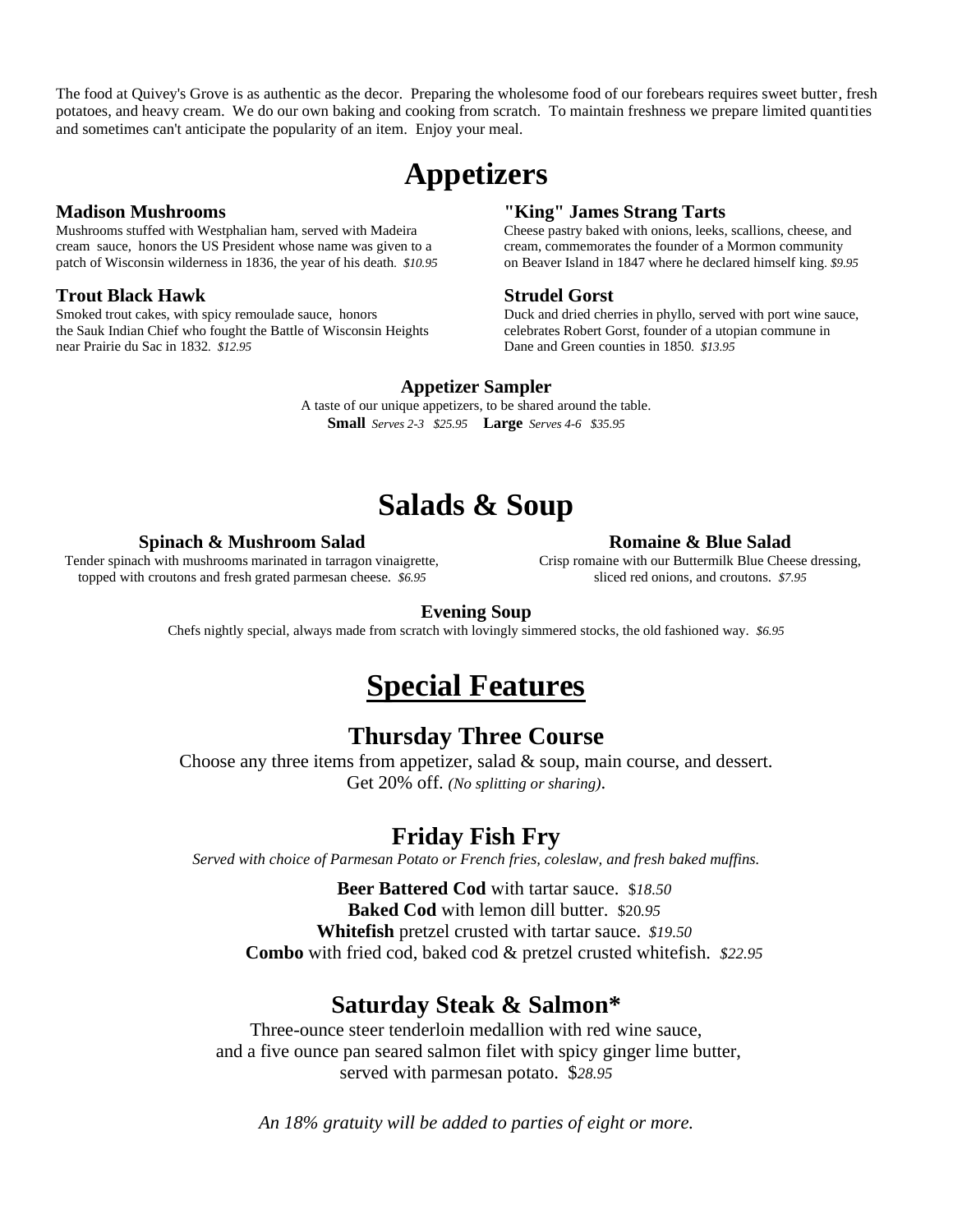The food at Quivey's Grove is as authentic as the decor. Preparing the wholesome food of our forebears requires sweet butter, fresh potatoes, and heavy cream. We do our own baking and cooking from scratch. To maintain freshness we prepare limited quantities and sometimes can't anticipate the popularity of an item. Enjoy your meal.

# Appetizers

### Madison Mushrooms

Mushrooms stuffed with Westphalian ham, served with Madeira cream sauce, honors the US President whose name was given to a patch of Wisconsin wilderness in 1836, the year of his death. *$10.95*

### Trout Black Hawk

Smoked trout cakes, with spicy remoulade sauce, honors the Sauk Indian Chief who fought the Battle of Wisconsin Heights near Prairie du Sac in 1832. *$12.95*

### "King" James Strang Tarts

Cheese pastry baked with onions, leeks, scallions, cheese, and cream, commemorates the founder of a Mormon community on Beaver Island in 1847 where he declared himself king. *$9.95*

### Strudel Gorst

Duck and dried cherries in phyllo, served with port wine sauce, celebrates Robert Gorst, founder of a utopian commune in Dane and Green counties in 1850. *$13.95*

### Appetizer Sampler

A taste of our unique appetizers, to be shared around the table.

**Small** *Serves 2-3 $25.95* **Large** *Serves 4-6 $35.95*

# Salads & Soup

### Spinach & Mushroom Salad

Tender spinach with mushrooms marinated in tarragon vinaigrette, topped with croutons and fresh grated parmesan cheese. *$6.95*

### Romaine & Blue Salad

Crisp romaine with our Buttermilk Blue Cheese dressing, sliced red onions, and croutons. *$7.95*

### Evening Soup

Chefs nightly special, always made from scratch with lovingly simmered stocks, the old fashioned way. *$6.95*

# Special Features

## Thursday Three Course

Choose any three items from appetizer, salad & soup, main course, and dessert. Get 20% off. *(No splitting or sharing)*.

## Friday Fish Fry

*Served with choice of Parmesan Potato or French fries, coleslaw, and fresh baked muffins.*

**Beer Battered Cod** with tartar sauce. $*18.50*

**Baked Cod** with lemon dill butter. $20*.95*

**Whitefish** pretzel crusted with tartar sauce. *$19.50*

**Combo** with fried cod, baked cod & pretzel crusted whitefish. *$22.95*

## Saturday Steak & Salmon*

Three-ounce steer tenderloin medallion with red wine sauce, and a five ounce pan seared salmon filet with spicy ginger lime butter, served with parmesan potato. $*28.95*

*An 18% gratuity will be added to parties of eight or more.*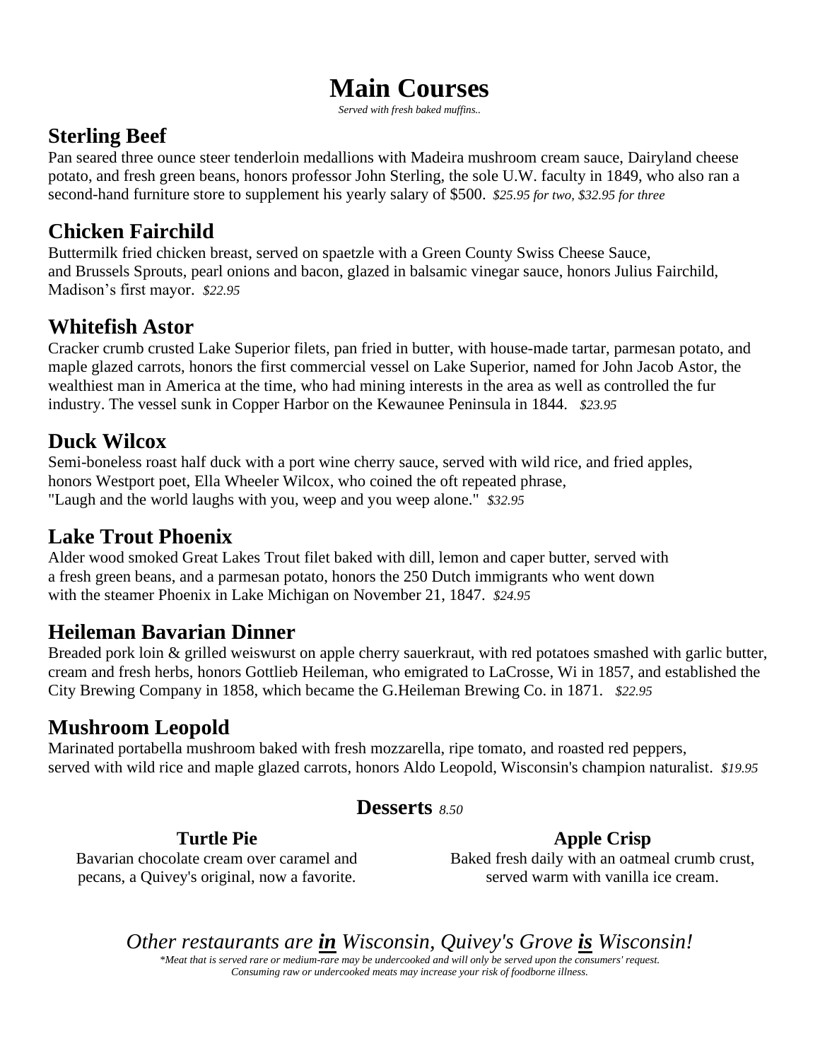# Main Courses

*Served with fresh baked muffins..*

## Sterling Beef

Pan seared three ounce steer tenderloin medallions with Madeira mushroom cream sauce, Dairyland cheese potato, and fresh green beans, honors professor John Sterling, the sole U.W. faculty in 1849, who also ran a second-hand furniture store to supplement his yearly salary of $500. *$25.95 for two, $32.95 for three*

## Chicken Fairchild

Buttermilk fried chicken breast, served on spaetzle with a Green County Swiss Cheese Sauce, and Brussels Sprouts, pearl onions and bacon, glazed in balsamic vinegar sauce, honors Julius Fairchild, Madison's first mayor. *$22.95*

## Whitefish Astor

Cracker crumb crusted Lake Superior filets, pan fried in butter, with house-made tartar, parmesan potato, and maple glazed carrots, honors the first commercial vessel on Lake Superior, named for John Jacob Astor, the wealthiest man in America at the time, who had mining interests in the area as well as controlled the fur industry. The vessel sunk in Copper Harbor on the Kewaunee Peninsula in 1844. *$23.95*

## Duck Wilcox

Semi-boneless roast half duck with a port wine cherry sauce, served with wild rice, and fried apples, honors Westport poet, Ella Wheeler Wilcox, who coined the oft repeated phrase, "Laugh and the world laughs with you, weep and you weep alone." *$32.95*

## Lake Trout Phoenix

Alder wood smoked Great Lakes Trout filet baked with dill, lemon and caper butter, served with a fresh green beans, and a parmesan potato, honors the 250 Dutch immigrants who went down with the steamer Phoenix in Lake Michigan on November 21, 1847. *$24.95*

## Heileman Bavarian Dinner

Breaded pork loin & grilled weiswurst on apple cherry sauerkraut, with red potatoes smashed with garlic butter, cream and fresh herbs, honors Gottlieb Heileman, who emigrated to LaCrosse, Wi in 1857, and established the City Brewing Company in 1858, which became the G.Heileman Brewing Co. in 1871. *$22.95*

## Mushroom Leopold

Marinated portabella mushroom baked with fresh mozzarella, ripe tomato, and roasted red peppers, served with wild rice and maple glazed carrots, honors Aldo Leopold, Wisconsin's champion naturalist. *$19.95*

## Desserts *8.50*

### Turtle Pie

Bavarian chocolate cream over caramel and pecans, a Quivey's original, now a favorite.

### Apple Crisp

Baked fresh daily with an oatmeal crumb crust, served warm with vanilla ice cream.

*Other restaurants are **in** Wisconsin, Quivey's Grove **is** Wisconsin!*

*\*Meat that is served rare or medium-rare may be undercooked and will only be served upon the consumers' request. Consuming raw or undercooked meats may increase your risk of foodborne illness.*